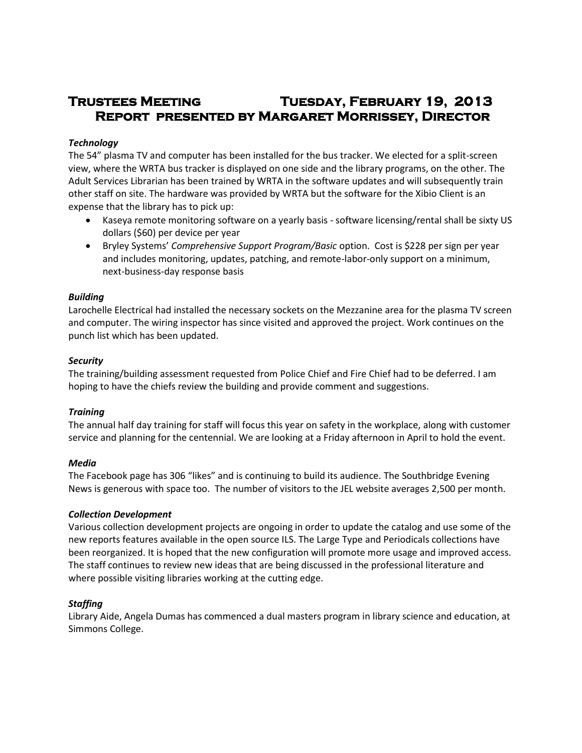# Trustees Meeting Tuesday, February 19, 2013
## Report presented by Margaret Morrissey, Director

***Technology***

The 54" plasma TV and computer has been installed for the bus tracker. We elected for a split-screen view, where the WRTA bus tracker is displayed on one side and the library programs, on the other. The Adult Services Librarian has been trained by WRTA in the software updates and will subsequently train other staff on site. The hardware was provided by WRTA but the software for the Xibio Client is an expense that the library has to pick up:

- Kaseya remote monitoring software on a yearly basis - software licensing/rental shall be sixty US dollars ($60) per device per year
- Bryley Systems' *Comprehensive Support Program/Basic* option. Cost is $228 per sign per year and includes monitoring, updates, patching, and remote-labor-only support on a minimum, next-business-day response basis

***Building***

Larochelle Electrical had installed the necessary sockets on the Mezzanine area for the plasma TV screen and computer. The wiring inspector has since visited and approved the project. Work continues on the punch list which has been updated.

***Security***

The training/building assessment requested from Police Chief and Fire Chief had to be deferred. I am hoping to have the chiefs review the building and provide comment and suggestions.

***Training***

The annual half day training for staff will focus this year on safety in the workplace, along with customer service and planning for the centennial. We are looking at a Friday afternoon in April to hold the event.

***Media***

The Facebook page has 306 "likes" and is continuing to build its audience. The Southbridge Evening News is generous with space too. The number of visitors to the JEL website averages 2,500 per month.

***Collection Development***

Various collection development projects are ongoing in order to update the catalog and use some of the new reports features available in the open source ILS. The Large Type and Periodicals collections have been reorganized. It is hoped that the new configuration will promote more usage and improved access. The staff continues to review new ideas that are being discussed in the professional literature and where possible visiting libraries working at the cutting edge.

***Staffing***

Library Aide, Angela Dumas has commenced a dual masters program in library science and education, at Simmons College.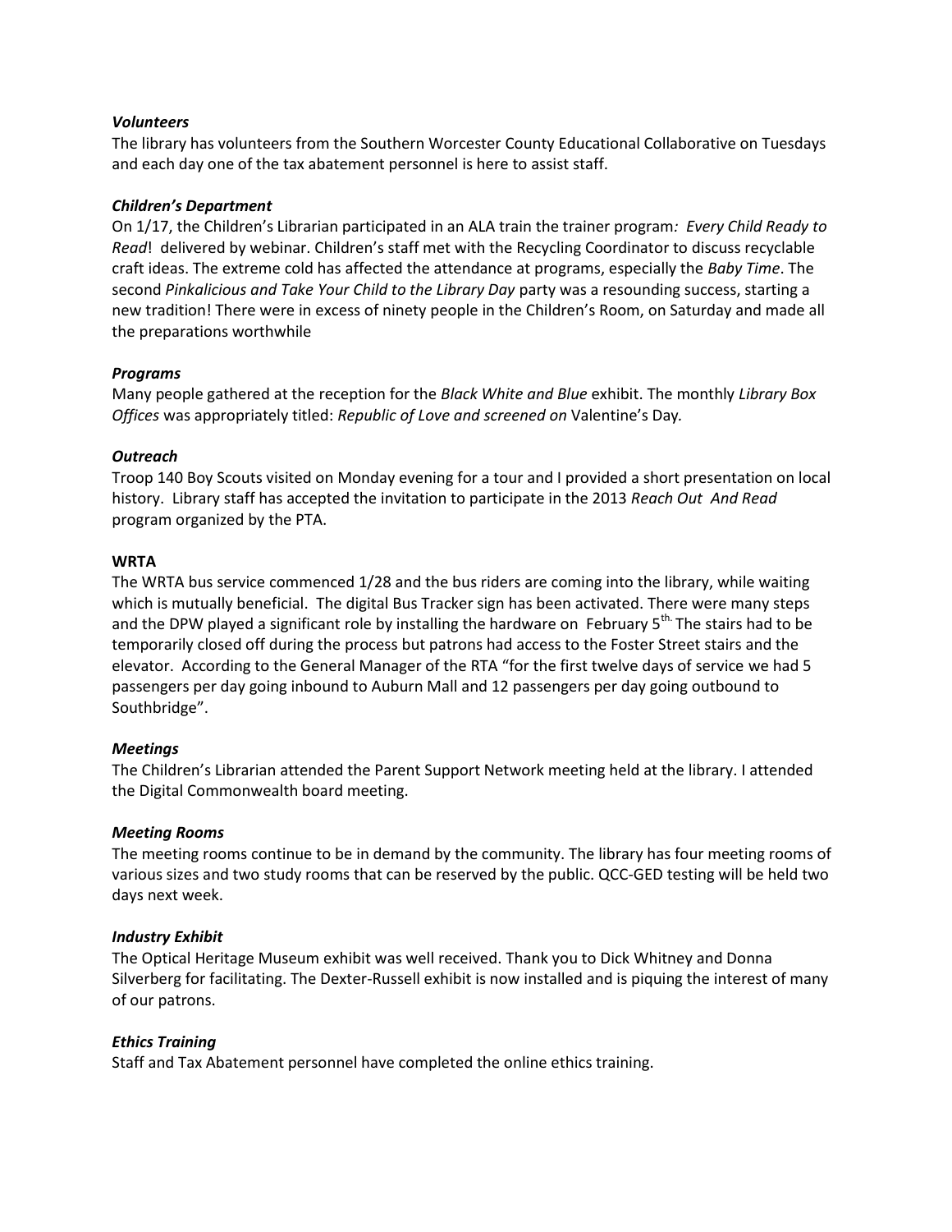***Volunteers***

The library has volunteers from the Southern Worcester County Educational Collaborative on Tuesdays and each day one of the tax abatement personnel is here to assist staff.

***Children's Department***

On 1/17, the Children's Librarian participated in an ALA train the trainer program*: Every Child Ready to Read*! delivered by webinar. Children's staff met with the Recycling Coordinator to discuss recyclable craft ideas. The extreme cold has affected the attendance at programs, especially the *Baby Time*. The second *Pinkalicious and Take Your Child to the Library Day* party was a resounding success, starting a new tradition! There were in excess of ninety people in the Children's Room, on Saturday and made all the preparations worthwhile

***Programs***

Many people gathered at the reception for the *Black White and Blue* exhibit. The monthly *Library Box Offices* was appropriately titled: *Republic of Love and screened on* Valentine's Day*.*

***Outreach***

Troop 140 Boy Scouts visited on Monday evening for a tour and I provided a short presentation on local history. Library staff has accepted the invitation to participate in the 2013 *Reach Out And Read* program organized by the PTA.

**WRTA**

The WRTA bus service commenced 1/28 and the bus riders are coming into the library, while waiting which is mutually beneficial. The digital Bus Tracker sign has been activated. There were many steps and the DPW played a significant role by installing the hardware on February 5th. The stairs had to be temporarily closed off during the process but patrons had access to the Foster Street stairs and the elevator. According to the General Manager of the RTA "for the first twelve days of service we had 5 passengers per day going inbound to Auburn Mall and 12 passengers per day going outbound to Southbridge".

***Meetings***

The Children's Librarian attended the Parent Support Network meeting held at the library. I attended the Digital Commonwealth board meeting.

***Meeting Rooms***

The meeting rooms continue to be in demand by the community. The library has four meeting rooms of various sizes and two study rooms that can be reserved by the public. QCC-GED testing will be held two days next week.

***Industry Exhibit***

The Optical Heritage Museum exhibit was well received. Thank you to Dick Whitney and Donna Silverberg for facilitating. The Dexter-Russell exhibit is now installed and is piquing the interest of many of our patrons.

***Ethics Training***

Staff and Tax Abatement personnel have completed the online ethics training.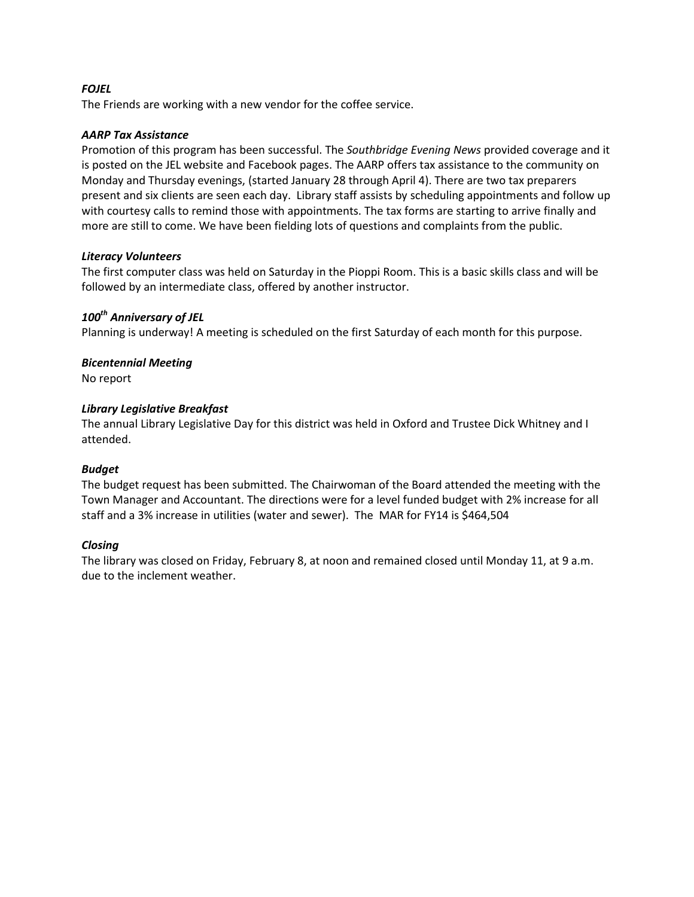***FOJEL***

The Friends are working with a new vendor for the coffee service.

***AARP Tax Assistance***

Promotion of this program has been successful. The *Southbridge Evening News* provided coverage and it is posted on the JEL website and Facebook pages. The AARP offers tax assistance to the community on Monday and Thursday evenings, (started January 28 through April 4). There are two tax preparers present and six clients are seen each day. Library staff assists by scheduling appointments and follow up with courtesy calls to remind those with appointments. The tax forms are starting to arrive finally and more are still to come. We have been fielding lots of questions and complaints from the public.

***Literacy Volunteers***

The first computer class was held on Saturday in the Pioppi Room. This is a basic skills class and will be followed by an intermediate class, offered by another instructor.

***100th Anniversary of JEL***

Planning is underway! A meeting is scheduled on the first Saturday of each month for this purpose.

***Bicentennial Meeting***

No report

***Library Legislative Breakfast***

The annual Library Legislative Day for this district was held in Oxford and Trustee Dick Whitney and I attended.

***Budget***

The budget request has been submitted. The Chairwoman of the Board attended the meeting with the Town Manager and Accountant. The directions were for a level funded budget with 2% increase for all staff and a 3% increase in utilities (water and sewer). The MAR for FY14 is $464,504

***Closing***

The library was closed on Friday, February 8, at noon and remained closed until Monday 11, at 9 a.m. due to the inclement weather.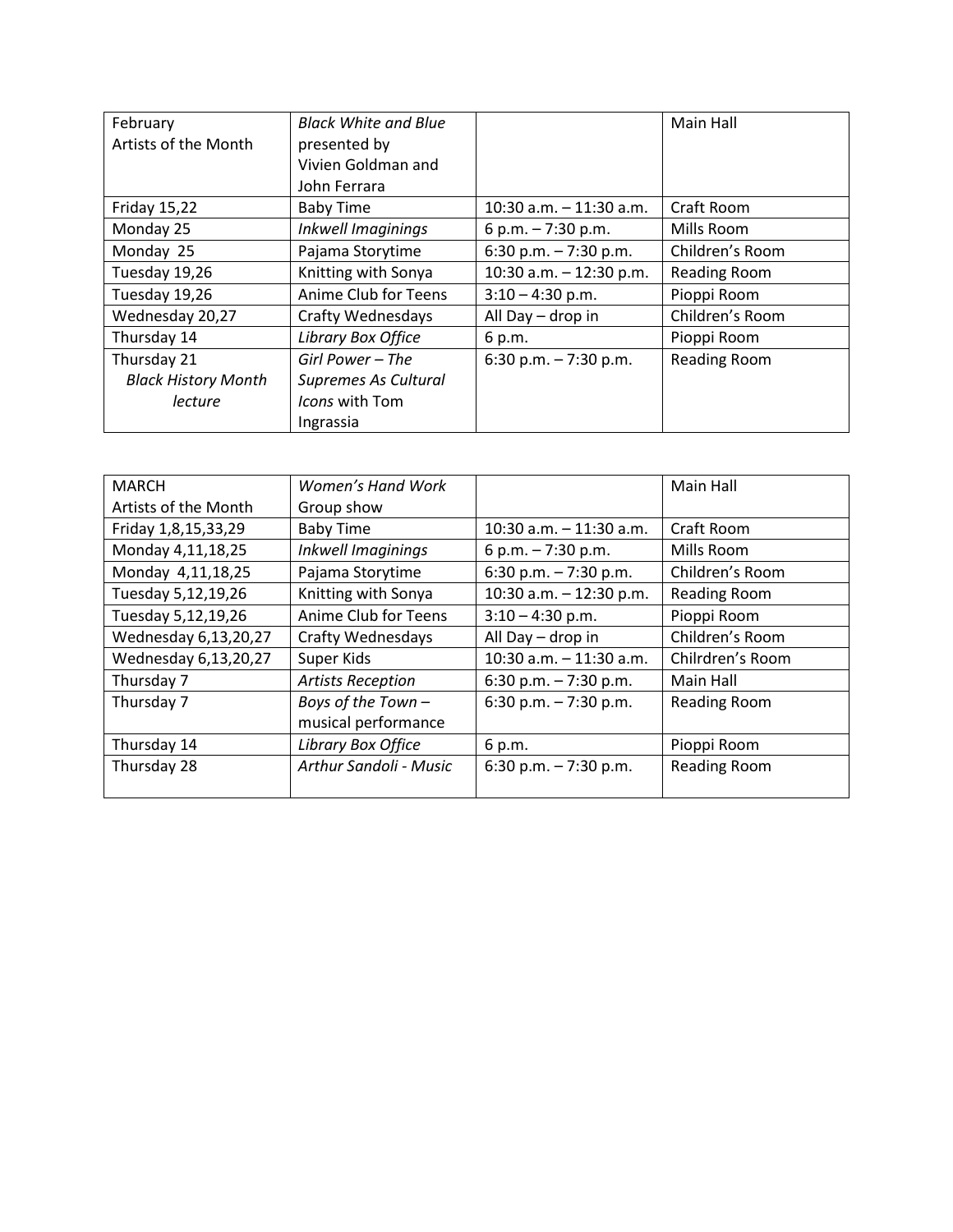| | | | |
|---|---|---|---|
| February Artists of the Month | *Black White and Blue* presented by Vivien Goldman and John Ferrara | | Main Hall |
| Friday 15,22 | Baby Time | 10:30 a.m. – 11:30 a.m. | Craft Room |
| Monday 25 | *Inkwell Imaginings* | 6 p.m. – 7:30 p.m. | Mills Room |
| Monday 25 | Pajama Storytime | 6:30 p.m. – 7:30 p.m. | Children's Room |
| Tuesday 19,26 | Knitting with Sonya | 10:30 a.m. – 12:30 p.m. | Reading Room |
| Tuesday 19,26 | Anime Club for Teens | 3:10 – 4:30 p.m. | Pioppi Room |
| Wednesday 20,27 | Crafty Wednesdays | All Day – drop in | Children's Room |
| Thursday 14 | *Library Box Office* | 6 p.m. | Pioppi Room |
| Thursday 21 *Black History Month lecture* | *Girl Power – The Supremes As Cultural Icons* with Tom Ingrassia | 6:30 p.m. – 7:30 p.m. | Reading Room |

| | | | |
|---|---|---|---|
| MARCH Artists of the Month | *Women's Hand Work* Group show | | Main Hall |
| Friday 1,8,15,33,29 | Baby Time | 10:30 a.m. – 11:30 a.m. | Craft Room |
| Monday 4,11,18,25 | *Inkwell Imaginings* | 6 p.m. – 7:30 p.m. | Mills Room |
| Monday 4,11,18,25 | Pajama Storytime | 6:30 p.m. – 7:30 p.m. | Children's Room |
| Tuesday 5,12,19,26 | Knitting with Sonya | 10:30 a.m. – 12:30 p.m. | Reading Room |
| Tuesday 5,12,19,26 | Anime Club for Teens | 3:10 – 4:30 p.m. | Pioppi Room |
| Wednesday 6,13,20,27 | Crafty Wednesdays | All Day – drop in | Children's Room |
| Wednesday 6,13,20,27 | Super Kids | 10:30 a.m. – 11:30 a.m. | Chilrdren's Room |
| Thursday 7 | *Artists Reception* | 6:30 p.m. – 7:30 p.m. | Main Hall |
| Thursday 7 | *Boys of the Town –* musical performance | 6:30 p.m. – 7:30 p.m. | Reading Room |
| Thursday 14 | *Library Box Office* | 6 p.m. | Pioppi Room |
| Thursday 28 | *Arthur Sandoli - Music* | 6:30 p.m. – 7:30 p.m. | Reading Room |